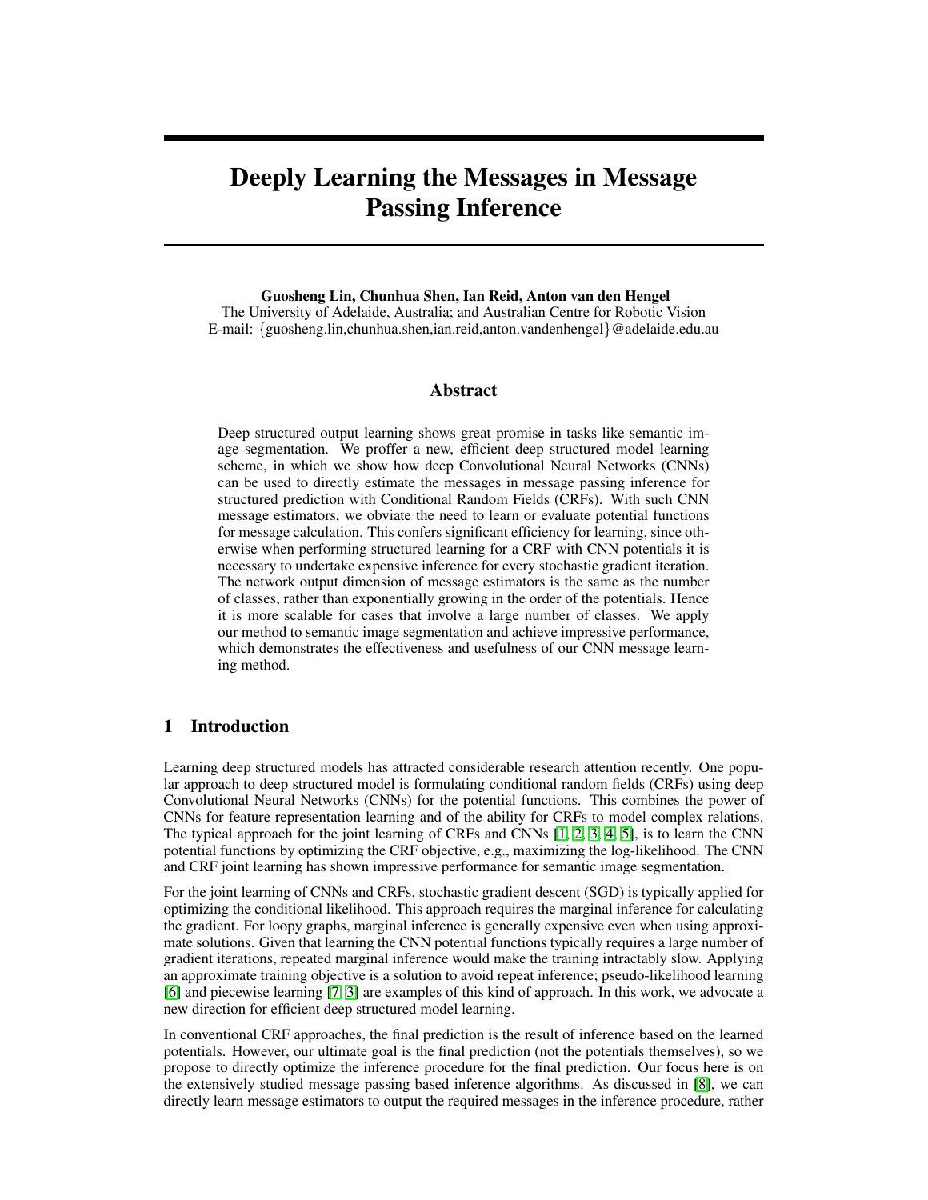# Deeply Learning the Messages in Message Passing Inference

**Guosheng Lin, Chunhua Shen, Ian Reid, Anton van den Hengel**
The University of Adelaide, Australia; and Australian Centre for Robotic Vision
E-mail: {guosheng.lin,chunhua.shen,ian.reid,anton.vandenhengel}@adelaide.edu.au

## Abstract

Deep structured output learning shows great promise in tasks like semantic image segmentation. We proffer a new, efficient deep structured model learning scheme, in which we show how deep Convolutional Neural Networks (CNNs) can be used to directly estimate the messages in message passing inference for structured prediction with Conditional Random Fields (CRFs). With such CNN message estimators, we obviate the need to learn or evaluate potential functions for message calculation. This confers significant efficiency for learning, since otherwise when performing structured learning for a CRF with CNN potentials it is necessary to undertake expensive inference for every stochastic gradient iteration. The network output dimension of message estimators is the same as the number of classes, rather than exponentially growing in the order of the potentials. Hence it is more scalable for cases that involve a large number of classes. We apply our method to semantic image segmentation and achieve impressive performance, which demonstrates the effectiveness and usefulness of our CNN message learning method.

## 1 Introduction

Learning deep structured models has attracted considerable research attention recently. One popular approach to deep structured model is formulating conditional random fields (CRFs) using deep Convolutional Neural Networks (CNNs) for the potential functions. This combines the power of CNNs for feature representation learning and of the ability for CRFs to model complex relations. The typical approach for the joint learning of CRFs and CNNs [1, 2, 3, 4, 5], is to learn the CNN potential functions by optimizing the CRF objective, e.g., maximizing the log-likelihood. The CNN and CRF joint learning has shown impressive performance for semantic image segmentation.

For the joint learning of CNNs and CRFs, stochastic gradient descent (SGD) is typically applied for optimizing the conditional likelihood. This approach requires the marginal inference for calculating the gradient. For loopy graphs, marginal inference is generally expensive even when using approximate solutions. Given that learning the CNN potential functions typically requires a large number of gradient iterations, repeated marginal inference would make the training intractably slow. Applying an approximate training objective is a solution to avoid repeat inference; pseudo-likelihood learning [6] and piecewise learning [7, 3] are examples of this kind of approach. In this work, we advocate a new direction for efficient deep structured model learning.

In conventional CRF approaches, the final prediction is the result of inference based on the learned potentials. However, our ultimate goal is the final prediction (not the potentials themselves), so we propose to directly optimize the inference procedure for the final prediction. Our focus here is on the extensively studied message passing based inference algorithms. As discussed in [8], we can directly learn message estimators to output the required messages in the inference procedure, rather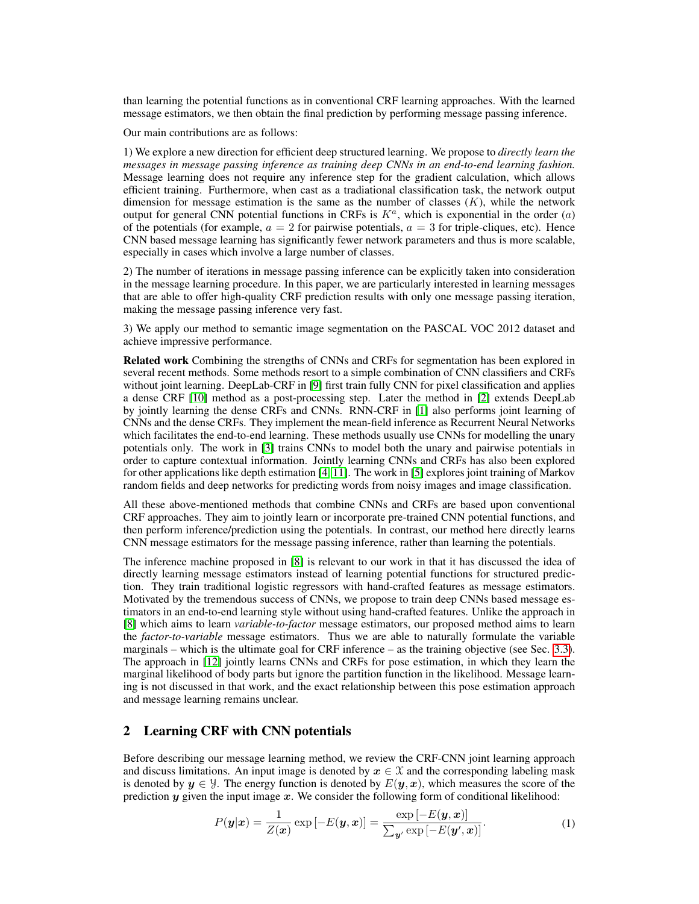than learning the potential functions as in conventional CRF learning approaches. With the learned message estimators, we then obtain the final prediction by performing message passing inference.

Our main contributions are as follows:

1) We explore a new direction for efficient deep structured learning. We propose to *directly learn the messages in message passing inference as training deep CNNs in an end-to-end learning fashion.* Message learning does not require any inference step for the gradient calculation, which allows efficient training. Furthermore, when cast as a tradiational classification task, the network output dimension for message estimation is the same as the number of classes ($K$), while the network output for general CNN potential functions in CRFs is $K^a$, which is exponential in the order ($a$) of the potentials (for example, $a = 2$ for pairwise potentials, $a = 3$ for triple-cliques, etc). Hence CNN based message learning has significantly fewer network parameters and thus is more scalable, especially in cases which involve a large number of classes.

2) The number of iterations in message passing inference can be explicitly taken into consideration in the message learning procedure. In this paper, we are particularly interested in learning messages that are able to offer high-quality CRF prediction results with only one message passing iteration, making the message passing inference very fast.

3) We apply our method to semantic image segmentation on the PASCAL VOC 2012 dataset and achieve impressive performance.

**Related work** Combining the strengths of CNNs and CRFs for segmentation has been explored in several recent methods. Some methods resort to a simple combination of CNN classifiers and CRFs without joint learning. DeepLab-CRF in [9] first train fully CNN for pixel classification and applies a dense CRF [10] method as a post-processing step. Later the method in [2] extends DeepLab by jointly learning the dense CRFs and CNNs. RNN-CRF in [1] also performs joint learning of CNNs and the dense CRFs. They implement the mean-field inference as Recurrent Neural Networks which facilitates the end-to-end learning. These methods usually use CNNs for modelling the unary potentials only. The work in [3] trains CNNs to model both the unary and pairwise potentials in order to capture contextual information. Jointly learning CNNs and CRFs has also been explored for other applications like depth estimation [4, 11]. The work in [5] explores joint training of Markov random fields and deep networks for predicting words from noisy images and image classification.

All these above-mentioned methods that combine CNNs and CRFs are based upon conventional CRF approaches. They aim to jointly learn or incorporate pre-trained CNN potential functions, and then perform inference/prediction using the potentials. In contrast, our method here directly learns CNN message estimators for the message passing inference, rather than learning the potentials.

The inference machine proposed in [8] is relevant to our work in that it has discussed the idea of directly learning message estimators instead of learning potential functions for structured prediction. They train traditional logistic regressors with hand-crafted features as message estimators. Motivated by the tremendous success of CNNs, we propose to train deep CNNs based message estimators in an end-to-end learning style without using hand-crafted features. Unlike the approach in [8] which aims to learn *variable-to-factor* message estimators, our proposed method aims to learn the *factor-to-variable* message estimators. Thus we are able to naturally formulate the variable marginals – which is the ultimate goal for CRF inference – as the training objective (see Sec. 3.3). The approach in [12] jointly learns CNNs and CRFs for pose estimation, in which they learn the marginal likelihood of body parts but ignore the partition function in the likelihood. Message learning is not discussed in that work, and the exact relationship between this pose estimation approach and message learning remains unclear.

## 2 Learning CRF with CNN potentials

Before describing our message learning method, we review the CRF-CNN joint learning approach and discuss limitations. An input image is denoted by $\boldsymbol{x} \in \mathcal{X}$ and the corresponding labeling mask is denoted by $\boldsymbol{y} \in \mathcal{Y}$. The energy function is denoted by $E(\boldsymbol{y}, \boldsymbol{x})$, which measures the score of the prediction $\boldsymbol{y}$ given the input image $\boldsymbol{x}$. We consider the following form of conditional likelihood:

$$P(\boldsymbol{y}|\boldsymbol{x}) = \frac{1}{Z(\boldsymbol{x})} \exp\left[-E(\boldsymbol{y}, \boldsymbol{x})\right] = \frac{\exp\left[-E(\boldsymbol{y}, \boldsymbol{x})\right]}{\sum_{\boldsymbol{y}'} \exp\left[-E(\boldsymbol{y}', \boldsymbol{x})\right]}. \tag{1}$$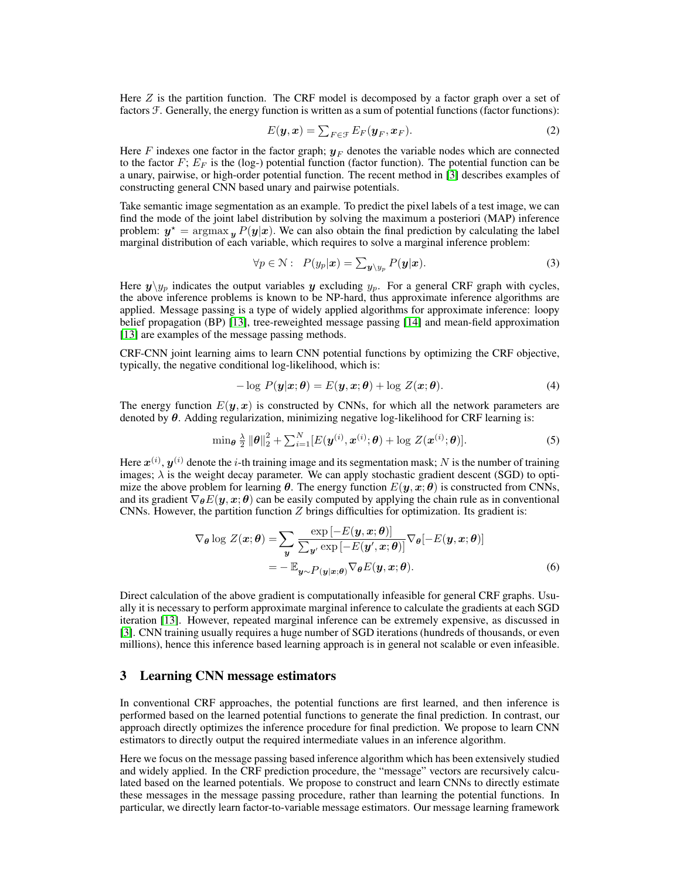Here $Z$ is the partition function. The CRF model is decomposed by a factor graph over a set of factors $\mathcal{F}$. Generally, the energy function is written as a sum of potential functions (factor functions):

$$E(\boldsymbol{y}, \boldsymbol{x}) = \sum_{F \in \mathcal{F}} E_F(\boldsymbol{y}_F, \boldsymbol{x}_F). \tag{2}$$

Here $F$ indexes one factor in the factor graph; $\boldsymbol{y}_F$ denotes the variable nodes which are connected to the factor $F$; $E_F$ is the (log-) potential function (factor function). The potential function can be a unary, pairwise, or high-order potential function. The recent method in [3] describes examples of constructing general CNN based unary and pairwise potentials.

Take semantic image segmentation as an example. To predict the pixel labels of a test image, we can find the mode of the joint label distribution by solving the maximum a posteriori (MAP) inference problem: $\boldsymbol{y}^\star = \operatorname{argmax}_{\boldsymbol{y}} P(\boldsymbol{y}|\boldsymbol{x})$. We can also obtain the final prediction by calculating the label marginal distribution of each variable, which requires to solve a marginal inference problem:

$$\forall p \in \mathcal{N}: \quad P(y_p|\boldsymbol{x}) = \sum_{\boldsymbol{y} \backslash y_p} P(\boldsymbol{y}|\boldsymbol{x}). \tag{3}$$

Here $\boldsymbol{y} \backslash y_p$ indicates the output variables $\boldsymbol{y}$ excluding $y_p$. For a general CRF graph with cycles, the above inference problems is known to be NP-hard, thus approximate inference algorithms are applied. Message passing is a type of widely applied algorithms for approximate inference: loopy belief propagation (BP) [13], tree-reweighted message passing [14] and mean-field approximation [13] are examples of the message passing methods.

CRF-CNN joint learning aims to learn CNN potential functions by optimizing the CRF objective, typically, the negative conditional log-likelihood, which is:

$$-\log P(\boldsymbol{y}|\boldsymbol{x}; \boldsymbol{\theta}) = E(\boldsymbol{y}, \boldsymbol{x}; \boldsymbol{\theta}) + \log Z(\boldsymbol{x}; \boldsymbol{\theta}). \tag{4}$$

The energy function $E(\boldsymbol{y}, \boldsymbol{x})$ is constructed by CNNs, for which all the network parameters are denoted by $\boldsymbol{\theta}$. Adding regularization, minimizing negative log-likelihood for CRF learning is:

$$\min_{\boldsymbol{\theta}} \tfrac{\lambda}{2} \|\boldsymbol{\theta}\|_2^2 + \sum_{i=1}^{N} [E(\boldsymbol{y}^{(i)}, \boldsymbol{x}^{(i)}; \boldsymbol{\theta}) + \log Z(\boldsymbol{x}^{(i)}; \boldsymbol{\theta})]. \tag{5}$$

Here $\boldsymbol{x}^{(i)}$, $\boldsymbol{y}^{(i)}$ denote the $i$-th training image and its segmentation mask; $N$ is the number of training images; $\lambda$ is the weight decay parameter. We can apply stochastic gradient descent (SGD) to optimize the above problem for learning $\boldsymbol{\theta}$. The energy function $E(\boldsymbol{y}, \boldsymbol{x}; \boldsymbol{\theta})$ is constructed from CNNs, and its gradient $\nabla_{\boldsymbol{\theta}} E(\boldsymbol{y}, \boldsymbol{x}; \boldsymbol{\theta})$ can be easily computed by applying the chain rule as in conventional CNNs. However, the partition function $Z$ brings difficulties for optimization. Its gradient is:

$$\begin{aligned}
\nabla_{\boldsymbol{\theta}} \log Z(\boldsymbol{x}; \boldsymbol{\theta}) &= \sum_{\boldsymbol{y}} \frac{\exp[-E(\boldsymbol{y}, \boldsymbol{x}; \boldsymbol{\theta})]}{\sum_{\boldsymbol{y}'} \exp[-E(\boldsymbol{y}', \boldsymbol{x}; \boldsymbol{\theta})]} \nabla_{\boldsymbol{\theta}} [-E(\boldsymbol{y}, \boldsymbol{x}; \boldsymbol{\theta})] \\
&= -\mathbb{E}_{\boldsymbol{y} \sim P(\boldsymbol{y}|\boldsymbol{x}; \boldsymbol{\theta})} \nabla_{\boldsymbol{\theta}} E(\boldsymbol{y}, \boldsymbol{x}; \boldsymbol{\theta}).
\end{aligned} \tag{6}$$

Direct calculation of the above gradient is computationally infeasible for general CRF graphs. Usually it is necessary to perform approximate marginal inference to calculate the gradients at each SGD iteration [13]. However, repeated marginal inference can be extremely expensive, as discussed in [3]. CNN training usually requires a huge number of SGD iterations (hundreds of thousands, or even millions), hence this inference based learning approach is in general not scalable or even infeasible.

## 3 Learning CNN message estimators

In conventional CRF approaches, the potential functions are first learned, and then inference is performed based on the learned potential functions to generate the final prediction. In contrast, our approach directly optimizes the inference procedure for final prediction. We propose to learn CNN estimators to directly output the required intermediate values in an inference algorithm.

Here we focus on the message passing based inference algorithm which has been extensively studied and widely applied. In the CRF prediction procedure, the "message" vectors are recursively calculated based on the learned potentials. We propose to construct and learn CNNs to directly estimate these messages in the message passing procedure, rather than learning the potential functions. In particular, we directly learn factor-to-variable message estimators. Our message learning framework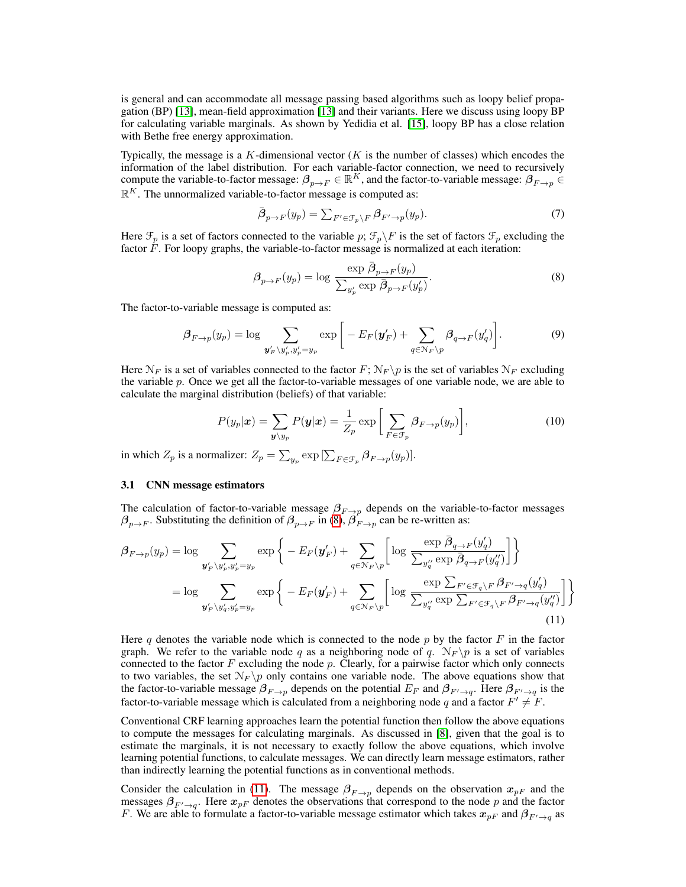is general and can accommodate all message passing based algorithms such as loopy belief propagation (BP) [13], mean-field approximation [13] and their variants. Here we discuss using loopy BP for calculating variable marginals. As shown by Yedidia et al. [15], loopy BP has a close relation with Bethe free energy approximation.

Typically, the message is a $K$-dimensional vector ($K$ is the number of classes) which encodes the information of the label distribution. For each variable-factor connection, we need to recursively compute the variable-to-factor message: $\boldsymbol{\beta}_{p \to F} \in \mathbb{R}^K$, and the factor-to-variable message: $\boldsymbol{\beta}_{F \to p} \in \mathbb{R}^K$. The unnormalized variable-to-factor message is computed as:

$$\bar{\boldsymbol{\beta}}_{p \to F}(y_p) = \sum\nolimits_{F' \in \mathcal{F}_p \backslash F} \boldsymbol{\beta}_{F' \to p}(y_p). \tag{7}$$

Here $\mathcal{F}_p$ is a set of factors connected to the variable $p$; $\mathcal{F}_p \backslash F$ is the set of factors $\mathcal{F}_p$ excluding the factor $F$. For loopy graphs, the variable-to-factor message is normalized at each iteration:

$$\boldsymbol{\beta}_{p \to F}(y_p) = \log \frac{\exp \bar{\boldsymbol{\beta}}_{p \to F}(y_p)}{\sum_{y'_p} \exp \bar{\boldsymbol{\beta}}_{p \to F}(y'_p)}. \tag{8}$$

The factor-to-variable message is computed as:

$$\boldsymbol{\beta}_{F \to p}(y_p) = \log \sum_{\boldsymbol{y}'_F \backslash y'_p, y'_p = y_p} \exp \Big[ - E_F(\boldsymbol{y}'_F) + \sum_{q \in \mathcal{N}_F \backslash p} \boldsymbol{\beta}_{q \to F}(y'_q) \Big]. \tag{9}$$

Here $\mathcal{N}_F$ is a set of variables connected to the factor $F$; $\mathcal{N}_F \backslash p$ is the set of variables $\mathcal{N}_F$ excluding the variable $p$. Once we get all the factor-to-variable messages of one variable node, we are able to calculate the marginal distribution (beliefs) of that variable:

$$P(y_p | \boldsymbol{x}) = \sum_{\boldsymbol{y} \backslash y_p} P(\boldsymbol{y} | \boldsymbol{x}) = \frac{1}{Z_p} \exp \Big[ \sum_{F \in \mathcal{F}_p} \boldsymbol{\beta}_{F \to p}(y_p) \Big], \tag{10}$$

in which $Z_p$ is a normalizer: $Z_p = \sum_{y_p} \exp [\sum_{F \in \mathcal{F}_p} \boldsymbol{\beta}_{F \to p}(y_p)]$.

### 3.1 CNN message estimators

The calculation of factor-to-variable message $\boldsymbol{\beta}_{F \to p}$ depends on the variable-to-factor messages $\boldsymbol{\beta}_{p \to F}$. Substituting the definition of $\boldsymbol{\beta}_{p \to F}$ in (8), $\boldsymbol{\beta}_{F \to p}$ can be re-written as:

$$\begin{aligned}
\boldsymbol{\beta}_{F \to p}(y_p) &= \log \sum_{\boldsymbol{y}'_F \backslash y'_p, y'_p = y_p} \exp \Big\{ - E_F(\boldsymbol{y}'_F) + \sum_{q \in \mathcal{N}_F \backslash p} \Big[ \log \frac{\exp \bar{\boldsymbol{\beta}}_{q \to F}(y'_q)}{\sum_{y''_q} \exp \bar{\boldsymbol{\beta}}_{q \to F}(y''_q)} \Big] \Big\} \\
&= \log \sum_{\boldsymbol{y}'_F \backslash y'_q, y'_p = y_p} \exp \Big\{ - E_F(\boldsymbol{y}'_F) + \sum_{q \in \mathcal{N}_F \backslash p} \Big[ \log \frac{\exp \sum_{F' \in \mathcal{F}_q \backslash F} \boldsymbol{\beta}_{F' \to q}(y'_q)}{\sum_{y''_q} \exp \sum_{F' \in \mathcal{F}_q \backslash F} \boldsymbol{\beta}_{F' \to q}(y''_q)} \Big] \Big\}
\end{aligned} \tag{11}$$

Here $q$ denotes the variable node which is connected to the node $p$ by the factor $F$ in the factor graph. We refer to the variable node $q$ as a neighboring node of $q$. $\mathcal{N}_F \backslash p$ is a set of variables connected to the factor $F$ excluding the node $p$. Clearly, for a pairwise factor which only connects to two variables, the set $\mathcal{N}_F \backslash p$ only contains one variable node. The above equations show that the factor-to-variable message $\boldsymbol{\beta}_{F \to p}$ depends on the potential $E_F$ and $\boldsymbol{\beta}_{F' \to q}$. Here $\boldsymbol{\beta}_{F' \to q}$ is the factor-to-variable message which is calculated from a neighboring node $q$ and a factor $F' \neq F$.

Conventional CRF learning approaches learn the potential function then follow the above equations to compute the messages for calculating marginals. As discussed in [8], given that the goal is to estimate the marginals, it is not necessary to exactly follow the above equations, which involve learning potential functions, to calculate messages. We can directly learn message estimators, rather than indirectly learning the potential functions as in conventional methods.

Consider the calculation in (11). The message $\boldsymbol{\beta}_{F \to p}$ depends on the observation $\boldsymbol{x}_{pF}$ and the messages $\boldsymbol{\beta}_{F' \to q}$. Here $\boldsymbol{x}_{pF}$ denotes the observations that correspond to the node $p$ and the factor $F$. We are able to formulate a factor-to-variable message estimator which takes $\boldsymbol{x}_{pF}$ and $\boldsymbol{\beta}_{F' \to q}$ as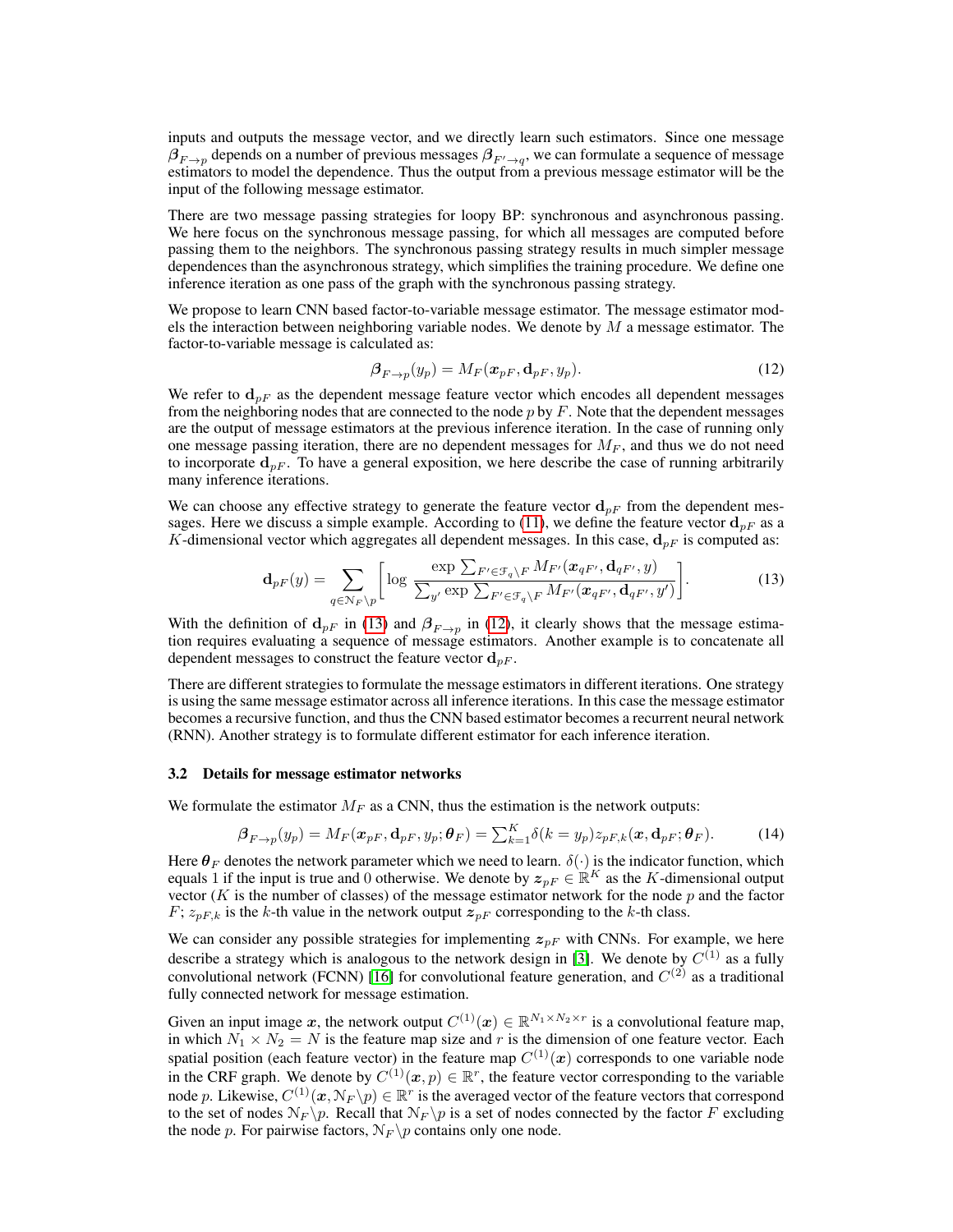inputs and outputs the message vector, and we directly learn such estimators. Since one message $\boldsymbol{\beta}_{F\to p}$ depends on a number of previous messages $\boldsymbol{\beta}_{F'\to q}$, we can formulate a sequence of message estimators to model the dependence. Thus the output from a previous message estimator will be the input of the following message estimator.

There are two message passing strategies for loopy BP: synchronous and asynchronous passing. We here focus on the synchronous message passing, for which all messages are computed before passing them to the neighbors. The synchronous passing strategy results in much simpler message dependences than the asynchronous strategy, which simplifies the training procedure. We define one inference iteration as one pass of the graph with the synchronous passing strategy.

We propose to learn CNN based factor-to-variable message estimator. The message estimator models the interaction between neighboring variable nodes. We denote by $M$ a message estimator. The factor-to-variable message is calculated as:

$$\boldsymbol{\beta}_{F\to p}(y_p) = M_F(\boldsymbol{x}_{pF}, \mathbf{d}_{pF}, y_p). \tag{12}$$

We refer to $\mathbf{d}_{pF}$ as the dependent message feature vector which encodes all dependent messages from the neighboring nodes that are connected to the node $p$ by $F$. Note that the dependent messages are the output of message estimators at the previous inference iteration. In the case of running only one message passing iteration, there are no dependent messages for $M_F$, and thus we do not need to incorporate $\mathbf{d}_{pF}$. To have a general exposition, we here describe the case of running arbitrarily many inference iterations.

We can choose any effective strategy to generate the feature vector $\mathbf{d}_{pF}$ from the dependent messages. Here we discuss a simple example. According to (11), we define the feature vector $\mathbf{d}_{pF}$ as a $K$-dimensional vector which aggregates all dependent messages. In this case, $\mathbf{d}_{pF}$ is computed as:

$$\mathbf{d}_{pF}(y) = \sum_{q\in\mathcal{N}_F\backslash p}\left[\log \frac{\exp \sum_{F'\in\mathcal{F}_q\backslash F} M_{F'}(\boldsymbol{x}_{qF'}, \mathbf{d}_{qF'}, y)}{\sum_{y'}\exp \sum_{F'\in\mathcal{F}_q\backslash F} M_{F'}(\boldsymbol{x}_{qF'}, \mathbf{d}_{qF'}, y')}\right]. \tag{13}$$

With the definition of $\mathbf{d}_{pF}$ in (13) and $\boldsymbol{\beta}_{F\to p}$ in (12), it clearly shows that the message estimation requires evaluating a sequence of message estimators. Another example is to concatenate all dependent messages to construct the feature vector $\mathbf{d}_{pF}$.

There are different strategies to formulate the message estimators in different iterations. One strategy is using the same message estimator across all inference iterations. In this case the message estimator becomes a recursive function, and thus the CNN based estimator becomes a recurrent neural network (RNN). Another strategy is to formulate different estimator for each inference iteration.

### 3.2 Details for message estimator networks

We formulate the estimator $M_F$ as a CNN, thus the estimation is the network outputs:

$$\boldsymbol{\beta}_{F\to p}(y_p) = M_F(\boldsymbol{x}_{pF}, \mathbf{d}_{pF}, y_p; \boldsymbol{\theta}_F) = \textstyle\sum_{k=1}^{K}\delta(k = y_p) z_{pF,k}(\boldsymbol{x}, \mathbf{d}_{pF}; \boldsymbol{\theta}_F). \tag{14}$$

Here $\boldsymbol{\theta}_F$ denotes the network parameter which we need to learn. $\delta(\cdot)$ is the indicator function, which equals 1 if the input is true and 0 otherwise. We denote by $\boldsymbol{z}_{pF}\in\mathbb{R}^K$ as the $K$-dimensional output vector ($K$ is the number of classes) of the message estimator network for the node $p$ and the factor $F$; $z_{pF,k}$ is the $k$-th value in the network output $\boldsymbol{z}_{pF}$ corresponding to the $k$-th class.

We can consider any possible strategies for implementing $\boldsymbol{z}_{pF}$ with CNNs. For example, we here describe a strategy which is analogous to the network design in [3]. We denote by $C^{(1)}$ as a fully convolutional network (FCNN) [16] for convolutional feature generation, and $C^{(2)}$ as a traditional fully connected network for message estimation.

Given an input image $\boldsymbol{x}$, the network output $C^{(1)}(\boldsymbol{x})\in\mathbb{R}^{N_1\times N_2\times r}$ is a convolutional feature map, in which $N_1\times N_2 = N$ is the feature map size and $r$ is the dimension of one feature vector. Each spatial position (each feature vector) in the feature map $C^{(1)}(\boldsymbol{x})$ corresponds to one variable node in the CRF graph. We denote by $C^{(1)}(\boldsymbol{x}, p)\in\mathbb{R}^r$, the feature vector corresponding to the variable node $p$. Likewise, $C^{(1)}(\boldsymbol{x}, \mathcal{N}_F\backslash p)\in\mathbb{R}^r$ is the averaged vector of the feature vectors that correspond to the set of nodes $\mathcal{N}_F\backslash p$. Recall that $\mathcal{N}_F\backslash p$ is a set of nodes connected by the factor $F$ excluding the node $p$. For pairwise factors, $\mathcal{N}_F\backslash p$ contains only one node.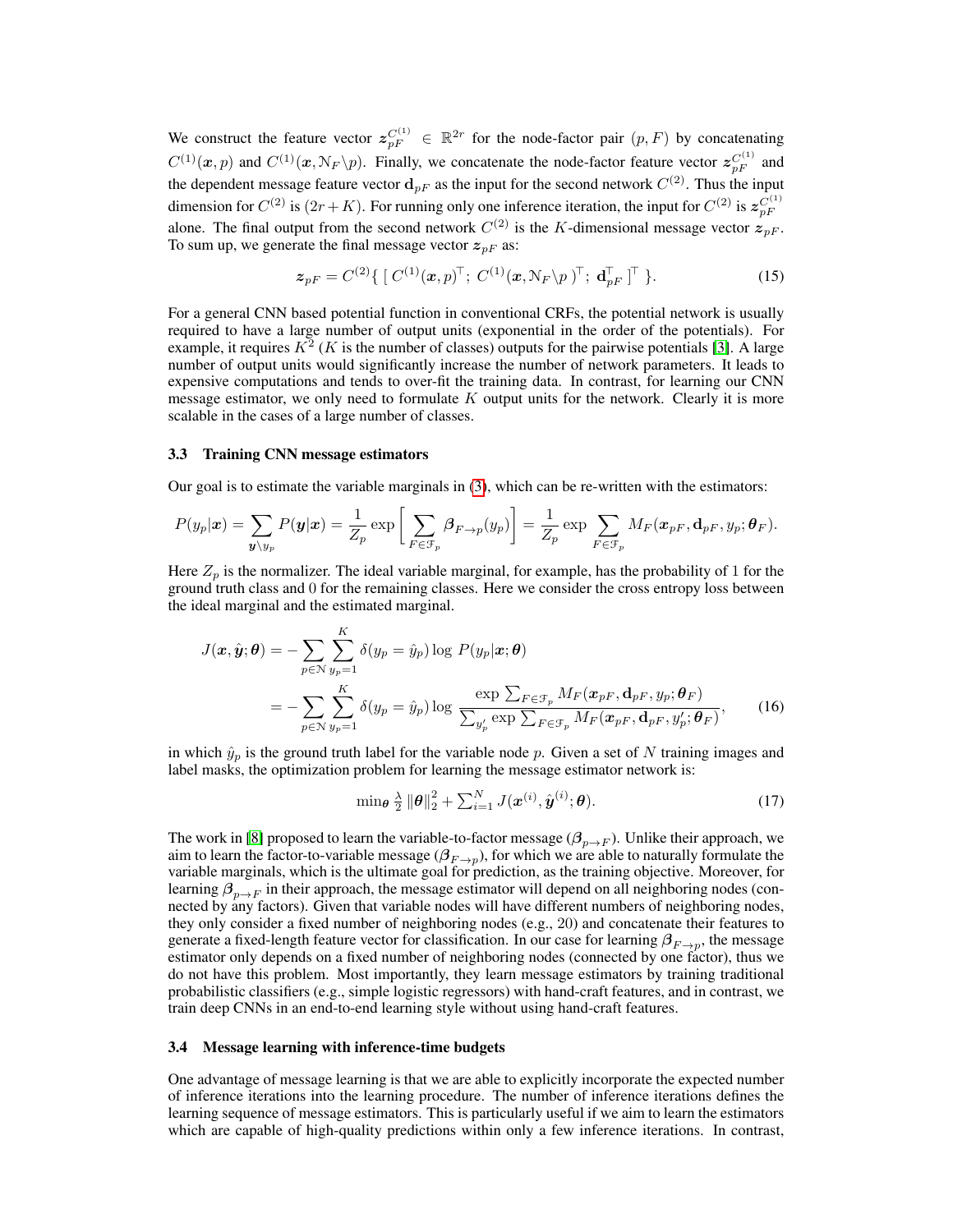We construct the feature vector $\boldsymbol{z}_{pF}^{C^{(1)}} \in \mathbb{R}^{2r}$ for the node-factor pair $(p, F)$ by concatenating $C^{(1)}(\boldsymbol{x}, p)$ and $C^{(1)}(\boldsymbol{x}, \mathcal{N}_F \backslash p)$. Finally, we concatenate the node-factor feature vector $\boldsymbol{z}_{pF}^{C^{(1)}}$ and the dependent message feature vector $\mathbf{d}_{pF}$ as the input for the second network $C^{(2)}$. Thus the input dimension for $C^{(2)}$ is $(2r + K)$. For running only one inference iteration, the input for $C^{(2)}$ is $\boldsymbol{z}_{pF}^{C^{(1)}}$ alone. The final output from the second network $C^{(2)}$ is the $K$-dimensional message vector $\boldsymbol{z}_{pF}$. To sum up, we generate the final message vector $\boldsymbol{z}_{pF}$ as:

$$\boldsymbol{z}_{pF} = C^{(2)}\{ \; [\; C^{(1)}(\boldsymbol{x}, p)^{\top}; \; C^{(1)}(\boldsymbol{x}, \mathcal{N}_F \backslash p\;)^{\top}; \; \mathbf{d}_{pF}^{\top} \;]^{\top} \; \}. \tag{15}$$

For a general CNN based potential function in conventional CRFs, the potential network is usually required to have a large number of output units (exponential in the order of the potentials). For example, it requires $K^2$ ($K$ is the number of classes) outputs for the pairwise potentials [3]. A large number of output units would significantly increase the number of network parameters. It leads to expensive computations and tends to over-fit the training data. In contrast, for learning our CNN message estimator, we only need to formulate $K$ output units for the network. Clearly it is more scalable in the cases of a large number of classes.

### 3.3 Training CNN message estimators

Our goal is to estimate the variable marginals in (3), which can be re-written with the estimators:

$$P(y_p|\boldsymbol{x}) = \sum_{\boldsymbol{y} \backslash y_p} P(\boldsymbol{y}|\boldsymbol{x}) = \frac{1}{Z_p} \exp \left[ \sum_{F \in \mathcal{F}_p} \boldsymbol{\beta}_{F \to p}(y_p) \right] = \frac{1}{Z_p} \exp \sum_{F \in \mathcal{F}_p} M_F(\boldsymbol{x}_{pF}, \mathbf{d}_{pF}, y_p; \boldsymbol{\theta}_F).$$

Here $Z_p$ is the normalizer. The ideal variable marginal, for example, has the probability of 1 for the ground truth class and 0 for the remaining classes. Here we consider the cross entropy loss between the ideal marginal and the estimated marginal.

$$\begin{aligned}
J(\boldsymbol{x}, \hat{\boldsymbol{y}}; \boldsymbol{\theta}) &= - \sum_{p \in \mathcal{N}} \sum_{y_p = 1}^{K} \delta(y_p = \hat{y}_p) \log \; P(y_p|\boldsymbol{x}; \boldsymbol{\theta}) \\
&= - \sum_{p \in \mathcal{N}} \sum_{y_p = 1}^{K} \delta(y_p = \hat{y}_p) \log \frac{\exp \sum_{F \in \mathcal{F}_p} M_F(\boldsymbol{x}_{pF}, \mathbf{d}_{pF}, y_p; \boldsymbol{\theta}_F)}{\sum_{y'_p} \exp \sum_{F \in \mathcal{F}_p} M_F(\boldsymbol{x}_{pF}, \mathbf{d}_{pF}, y'_p; \boldsymbol{\theta}_F)},
\end{aligned} \tag{16}$$

in which $\hat{y}_p$ is the ground truth label for the variable node $p$. Given a set of $N$ training images and label masks, the optimization problem for learning the message estimator network is:

$$\min_{\boldsymbol{\theta}} \tfrac{\lambda}{2} \|\boldsymbol{\theta}\|_2^2 + \textstyle\sum_{i=1}^{N} J(\boldsymbol{x}^{(i)}, \hat{\boldsymbol{y}}^{(i)}; \boldsymbol{\theta}). \tag{17}$$

The work in [8] proposed to learn the variable-to-factor message ($\boldsymbol{\beta}_{p \to F}$). Unlike their approach, we aim to learn the factor-to-variable message ($\boldsymbol{\beta}_{F \to p}$), for which we are able to naturally formulate the variable marginals, which is the ultimate goal for prediction, as the training objective. Moreover, for learning $\boldsymbol{\beta}_{p \to F}$ in their approach, the message estimator will depend on all neighboring nodes (connected by any factors). Given that variable nodes will have different numbers of neighboring nodes, they only consider a fixed number of neighboring nodes (e.g., 20) and concatenate their features to generate a fixed-length feature vector for classification. In our case for learning $\boldsymbol{\beta}_{F \to p}$, the message estimator only depends on a fixed number of neighboring nodes (connected by one factor), thus we do not have this problem. Most importantly, they learn message estimators by training traditional probabilistic classifiers (e.g., simple logistic regressors) with hand-craft features, and in contrast, we train deep CNNs in an end-to-end learning style without using hand-craft features.

### 3.4 Message learning with inference-time budgets

One advantage of message learning is that we are able to explicitly incorporate the expected number of inference iterations into the learning procedure. The number of inference iterations defines the learning sequence of message estimators. This is particularly useful if we aim to learn the estimators which are capable of high-quality predictions within only a few inference iterations. In contrast,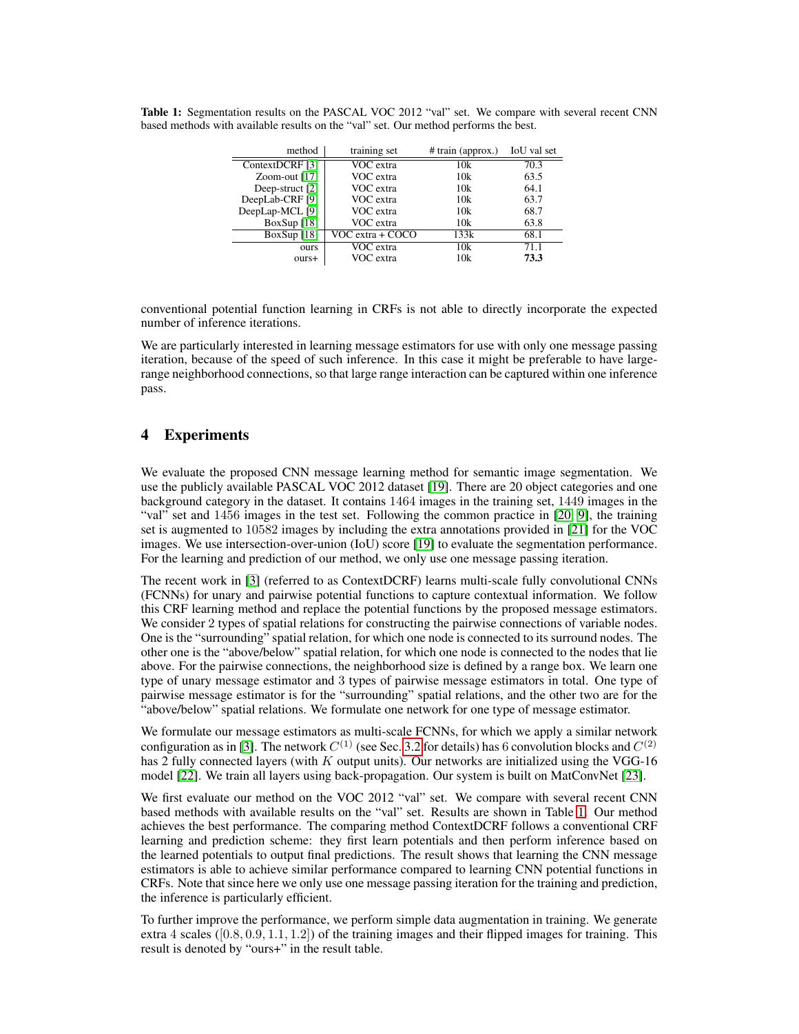**Table 1:** Segmentation results on the PASCAL VOC 2012 "val" set. We compare with several recent CNN based methods with available results on the "val" set. Our method performs the best.

| method | training set | # train (approx.) | IoU val set |
|---|---|---|---|
| ContextDCRF [3] | VOC extra | 10k | 70.3 |
| Zoom-out [17] | VOC extra | 10k | 63.5 |
| Deep-struct [2] | VOC extra | 10k | 64.1 |
| DeepLab-CRF [9] | VOC extra | 10k | 63.7 |
| DeepLap-MCL [9] | VOC extra | 10k | 68.7 |
| BoxSup [18] | VOC extra | 10k | 63.8 |
| BoxSup [18] | VOC extra + COCO | 133k | 68.1 |
| ours | VOC extra | 10k | 71.1 |
| ours+ | VOC extra | 10k | **73.3** |

conventional potential function learning in CRFs is not able to directly incorporate the expected number of inference iterations.

We are particularly interested in learning message estimators for use with only one message passing iteration, because of the speed of such inference. In this case it might be preferable to have large-range neighborhood connections, so that large range interaction can be captured within one inference pass.

## 4 Experiments

We evaluate the proposed CNN message learning method for semantic image segmentation. We use the publicly available PASCAL VOC 2012 dataset [19]. There are 20 object categories and one background category in the dataset. It contains 1464 images in the training set, 1449 images in the "val" set and 1456 images in the test set. Following the common practice in [20, 9], the training set is augmented to 10582 images by including the extra annotations provided in [21] for the VOC images. We use intersection-over-union (IoU) score [19] to evaluate the segmentation performance. For the learning and prediction of our method, we only use one message passing iteration.

The recent work in [3] (referred to as ContextDCRF) learns multi-scale fully convolutional CNNs (FCNNs) for unary and pairwise potential functions to capture contextual information. We follow this CRF learning method and replace the potential functions by the proposed message estimators. We consider 2 types of spatial relations for constructing the pairwise connections of variable nodes. One is the "surrounding" spatial relation, for which one node is connected to its surround nodes. The other one is the "above/below" spatial relation, for which one node is connected to the nodes that lie above. For the pairwise connections, the neighborhood size is defined by a range box. We learn one type of unary message estimator and 3 types of pairwise message estimators in total. One type of pairwise message estimator is for the "surrounding" spatial relations, and the other two are for the "above/below" spatial relations. We formulate one network for one type of message estimator.

We formulate our message estimators as multi-scale FCNNs, for which we apply a similar network configuration as in [3]. The network $C^{(1)}$ (see Sec. 3.2 for details) has 6 convolution blocks and $C^{(2)}$ has 2 fully connected layers (with $K$ output units). Our networks are initialized using the VGG-16 model [22]. We train all layers using back-propagation. Our system is built on MatConvNet [23].

We first evaluate our method on the VOC 2012 "val" set. We compare with several recent CNN based methods with available results on the "val" set. Results are shown in Table 1. Our method achieves the best performance. The comparing method ContextDCRF follows a conventional CRF learning and prediction scheme: they first learn potentials and then perform inference based on the learned potentials to output final predictions. The result shows that learning the CNN message estimators is able to achieve similar performance compared to learning CNN potential functions in CRFs. Note that since here we only use one message passing iteration for the training and prediction, the inference is particularly efficient.

To further improve the performance, we perform simple data augmentation in training. We generate extra 4 scales ($[0.8, 0.9, 1.1, 1.2]$) of the training images and their flipped images for training. This result is denoted by "ours+" in the result table.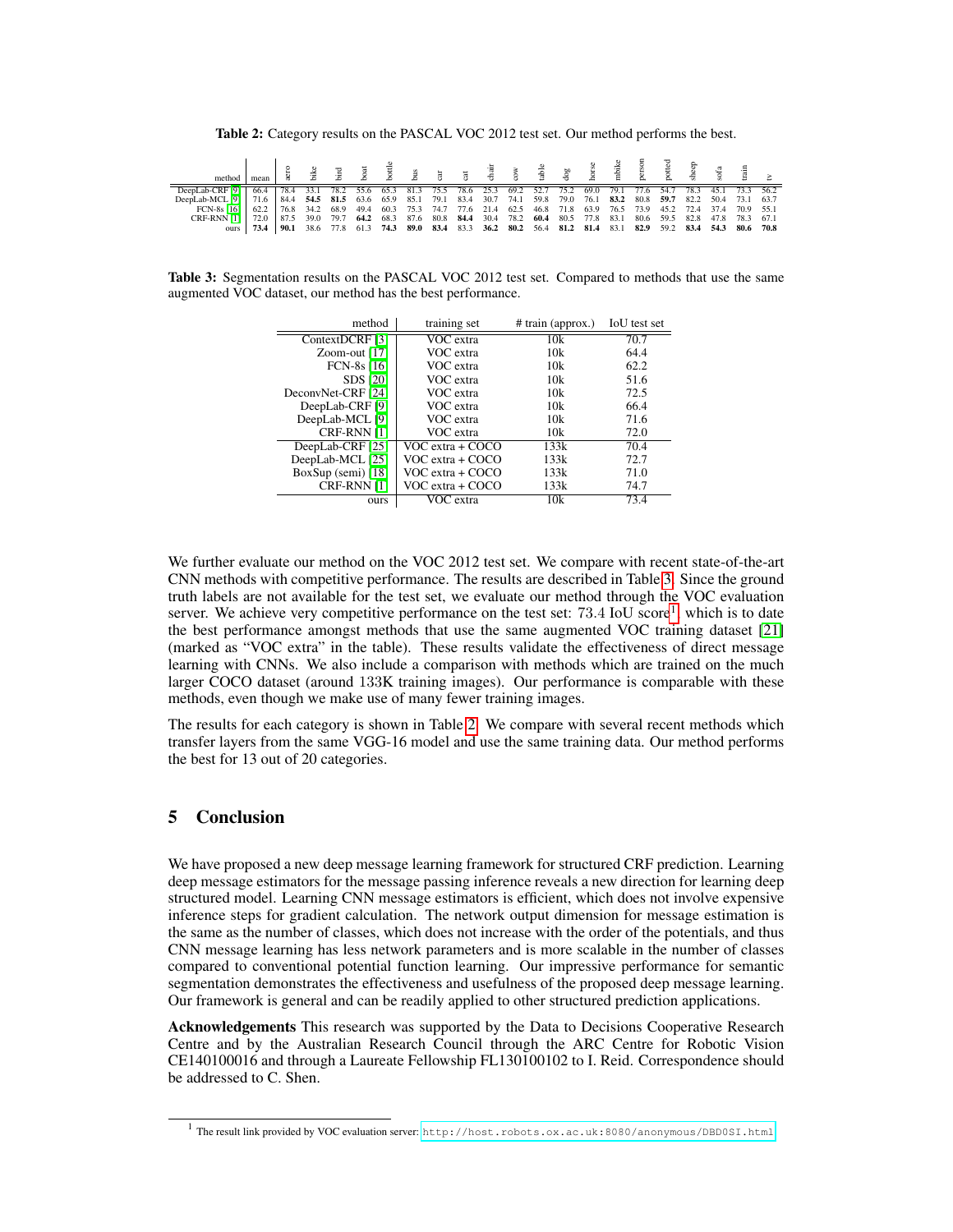**Table 2:** Category results on the PASCAL VOC 2012 test set. Our method performs the best.

| method | mean | aero | bike | bird | boat | bottle | bus | car | cat | chair | cow | table | dog | horse | mbike | person | potted | sheep | sofa | train | tv |
|---|---|---|---|---|---|---|---|---|---|---|---|---|---|---|---|---|---|---|---|---|---|
| DeepLab-CRF [9] | 66.4 | 78.4 | 33.1 | 78.2 | 55.6 | 65.3 | 81.3 | 75.5 | 78.6 | 25.3 | 69.2 | 52.7 | 75.2 | 69.0 | 79.1 | 77.6 | 54.7 | 78.3 | 45.1 | 73.3 | 56.2 |
| DeepLab-MCL [9] | 71.6 | 84.4 | **54.5** | **81.5** | 63.6 | 65.9 | 85.1 | 79.1 | 83.4 | 30.7 | 74.1 | 59.8 | 79.0 | 76.1 | **83.2** | 80.8 | **59.7** | 82.2 | 50.4 | 73.1 | 63.7 |
| FCN-8s [16] | 62.2 | 76.8 | 34.2 | 68.9 | 49.4 | 60.3 | 75.3 | 74.7 | 77.6 | 21.4 | 62.5 | 46.8 | 71.8 | 63.9 | 76.5 | 73.9 | 45.2 | 72.4 | 37.4 | 70.9 | 55.1 |
| CRF-RNN [1] | 72.0 | 87.5 | 39.0 | 79.7 | **64.2** | 68.3 | 87.6 | 80.8 | **84.4** | 30.4 | 78.2 | **60.4** | 80.5 | 77.8 | 83.1 | 80.6 | 59.5 | 82.8 | 47.8 | 78.3 | 67.1 |
| ours | **73.4** | **90.1** | 38.6 | 77.8 | 61.3 | **74.3** | **89.0** | **83.4** | 83.3 | **36.2** | **80.2** | 56.4 | **81.2** | **81.4** | 83.1 | **82.9** | 59.2 | **83.4** | **54.3** | **80.6** | **70.8** |

**Table 3:** Segmentation results on the PASCAL VOC 2012 test set. Compared to methods that use the same augmented VOC dataset, our method has the best performance.

| method | training set | # train (approx.) | IoU test set |
|---|---|---|---|
| ContextDCRF [3] | VOC extra | 10k | 70.7 |
| Zoom-out [17] | VOC extra | 10k | 64.4 |
| FCN-8s [16] | VOC extra | 10k | 62.2 |
| SDS [20] | VOC extra | 10k | 51.6 |
| DeconvNet-CRF [24] | VOC extra | 10k | 72.5 |
| DeepLab-CRF [9] | VOC extra | 10k | 66.4 |
| DeepLab-MCL [9] | VOC extra | 10k | 71.6 |
| CRF-RNN [1] | VOC extra | 10k | 72.0 |
| DeepLab-CRF [25] | VOC extra + COCO | 133k | 70.4 |
| DeepLab-MCL [25] | VOC extra + COCO | 133k | 72.7 |
| BoxSup (semi) [18] | VOC extra + COCO | 133k | 71.0 |
| CRF-RNN [1] | VOC extra + COCO | 133k | 74.7 |
| ours | VOC extra | 10k | 73.4 |

We further evaluate our method on the VOC 2012 test set. We compare with recent state-of-the-art CNN methods with competitive performance. The results are described in Table 3. Since the ground truth labels are not available for the test set, we evaluate our method through the VOC evaluation server. We achieve very competitive performance on the test set: $73.4$ IoU score[1], which is to date the best performance amongst methods that use the same augmented VOC training dataset [21] (marked as "VOC extra" in the table). These results validate the effectiveness of direct message learning with CNNs. We also include a comparison with methods which are trained on the much larger COCO dataset (around $133$K training images). Our performance is comparable with these methods, even though we make use of many fewer training images.

The results for each category is shown in Table 2. We compare with several recent methods which transfer layers from the same VGG-16 model and use the same training data. Our method performs the best for 13 out of 20 categories.

## 5 Conclusion

We have proposed a new deep message learning framework for structured CRF prediction. Learning deep message estimators for the message passing inference reveals a new direction for learning deep structured model. Learning CNN message estimators is efficient, which does not involve expensive inference steps for gradient calculation. The network output dimension for message estimation is the same as the number of classes, which does not increase with the order of the potentials, and thus CNN message learning has less network parameters and is more scalable in the number of classes compared to conventional potential function learning. Our impressive performance for semantic segmentation demonstrates the effectiveness and usefulness of the proposed deep message learning. Our framework is general and can be readily applied to other structured prediction applications.

**Acknowledgements** This research was supported by the Data to Decisions Cooperative Research Centre and by the Australian Research Council through the ARC Centre for Robotic Vision CE140100016 and through a Laureate Fellowship FL130100102 to I. Reid. Correspondence should be addressed to C. Shen.

[1] The result link provided by VOC evaluation server: http://host.robots.ox.ac.uk:8080/anonymous/DBD0SI.html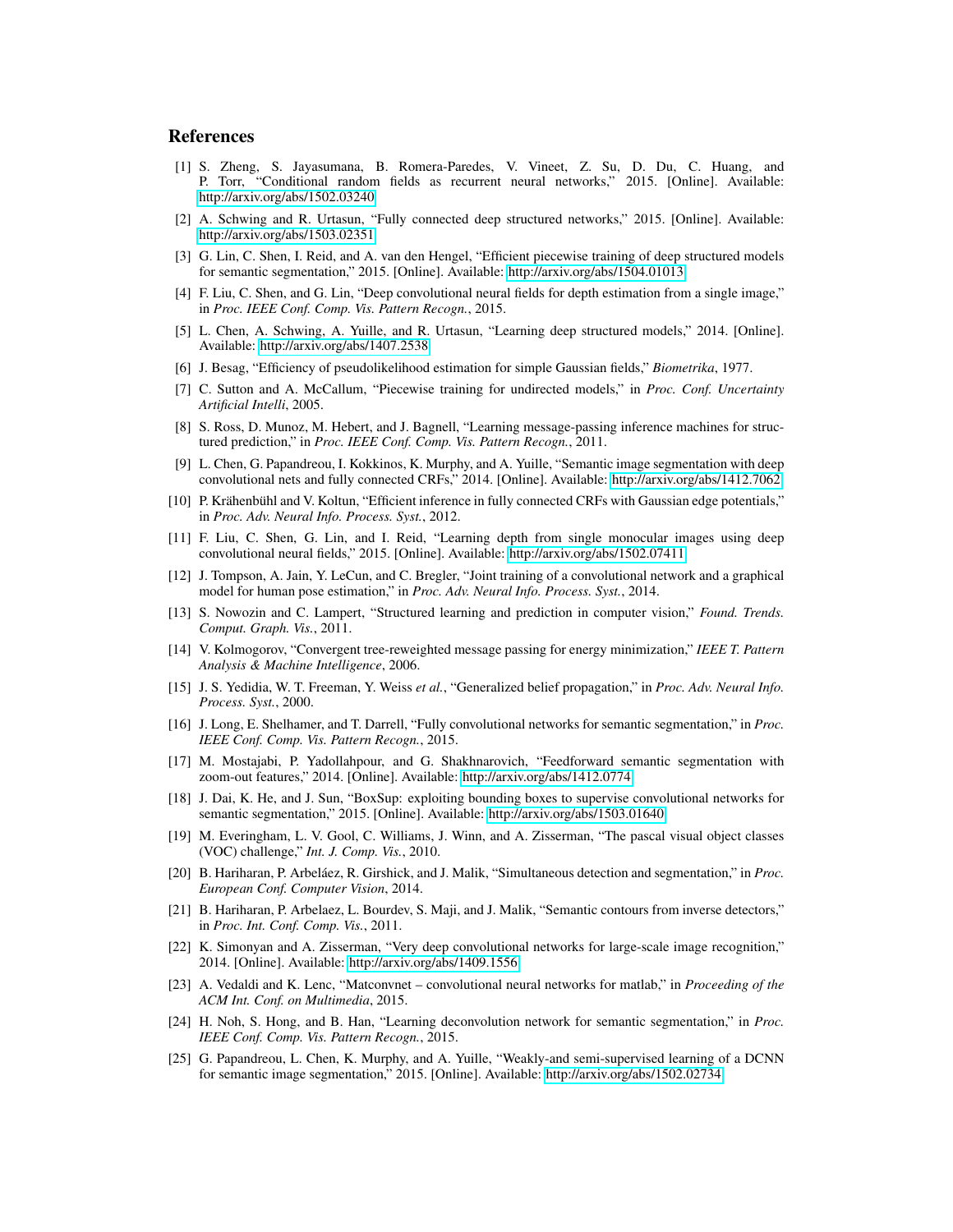## References

[1] S. Zheng, S. Jayasumana, B. Romera-Paredes, V. Vineet, Z. Su, D. Du, C. Huang, and P. Torr, "Conditional random fields as recurrent neural networks," 2015. [Online]. Available: http://arxiv.org/abs/1502.03240

[2] A. Schwing and R. Urtasun, "Fully connected deep structured networks," 2015. [Online]. Available: http://arxiv.org/abs/1503.02351

[3] G. Lin, C. Shen, I. Reid, and A. van den Hengel, "Efficient piecewise training of deep structured models for semantic segmentation," 2015. [Online]. Available: http://arxiv.org/abs/1504.01013

[4] F. Liu, C. Shen, and G. Lin, "Deep convolutional neural fields for depth estimation from a single image," in *Proc. IEEE Conf. Comp. Vis. Pattern Recogn.*, 2015.

[5] L. Chen, A. Schwing, A. Yuille, and R. Urtasun, "Learning deep structured models," 2014. [Online]. Available: http://arxiv.org/abs/1407.2538

[6] J. Besag, "Efficiency of pseudolikelihood estimation for simple Gaussian fields," *Biometrika*, 1977.

[7] C. Sutton and A. McCallum, "Piecewise training for undirected models," in *Proc. Conf. Uncertainty Artificial Intelli*, 2005.

[8] S. Ross, D. Munoz, M. Hebert, and J. Bagnell, "Learning message-passing inference machines for structured prediction," in *Proc. IEEE Conf. Comp. Vis. Pattern Recogn.*, 2011.

[9] L. Chen, G. Papandreou, I. Kokkinos, K. Murphy, and A. Yuille, "Semantic image segmentation with deep convolutional nets and fully connected CRFs," 2014. [Online]. Available: http://arxiv.org/abs/1412.7062

[10] P. Krähenbühl and V. Koltun, "Efficient inference in fully connected CRFs with Gaussian edge potentials," in *Proc. Adv. Neural Info. Process. Syst.*, 2012.

[11] F. Liu, C. Shen, G. Lin, and I. Reid, "Learning depth from single monocular images using deep convolutional neural fields," 2015. [Online]. Available: http://arxiv.org/abs/1502.07411

[12] J. Tompson, A. Jain, Y. LeCun, and C. Bregler, "Joint training of a convolutional network and a graphical model for human pose estimation," in *Proc. Adv. Neural Info. Process. Syst.*, 2014.

[13] S. Nowozin and C. Lampert, "Structured learning and prediction in computer vision," *Found. Trends. Comput. Graph. Vis.*, 2011.

[14] V. Kolmogorov, "Convergent tree-reweighted message passing for energy minimization," *IEEE T. Pattern Analysis & Machine Intelligence*, 2006.

[15] J. S. Yedidia, W. T. Freeman, Y. Weiss *et al.*, "Generalized belief propagation," in *Proc. Adv. Neural Info. Process. Syst.*, 2000.

[16] J. Long, E. Shelhamer, and T. Darrell, "Fully convolutional networks for semantic segmentation," in *Proc. IEEE Conf. Comp. Vis. Pattern Recogn.*, 2015.

[17] M. Mostajabi, P. Yadollahpour, and G. Shakhnarovich, "Feedforward semantic segmentation with zoom-out features," 2014. [Online]. Available: http://arxiv.org/abs/1412.0774

[18] J. Dai, K. He, and J. Sun, "BoxSup: exploiting bounding boxes to supervise convolutional networks for semantic segmentation," 2015. [Online]. Available: http://arxiv.org/abs/1503.01640

[19] M. Everingham, L. V. Gool, C. Williams, J. Winn, and A. Zisserman, "The pascal visual object classes (VOC) challenge," *Int. J. Comp. Vis.*, 2010.

[20] B. Hariharan, P. Arbeláez, R. Girshick, and J. Malik, "Simultaneous detection and segmentation," in *Proc. European Conf. Computer Vision*, 2014.

[21] B. Hariharan, P. Arbelaez, L. Bourdev, S. Maji, and J. Malik, "Semantic contours from inverse detectors," in *Proc. Int. Conf. Comp. Vis.*, 2011.

[22] K. Simonyan and A. Zisserman, "Very deep convolutional networks for large-scale image recognition," 2014. [Online]. Available: http://arxiv.org/abs/1409.1556

[23] A. Vedaldi and K. Lenc, "Matconvnet – convolutional neural networks for matlab," in *Proceeding of the ACM Int. Conf. on Multimedia*, 2015.

[24] H. Noh, S. Hong, and B. Han, "Learning deconvolution network for semantic segmentation," in *Proc. IEEE Conf. Comp. Vis. Pattern Recogn.*, 2015.

[25] G. Papandreou, L. Chen, K. Murphy, and A. Yuille, "Weakly-and semi-supervised learning of a DCNN for semantic image segmentation," 2015. [Online]. Available: http://arxiv.org/abs/1502.02734